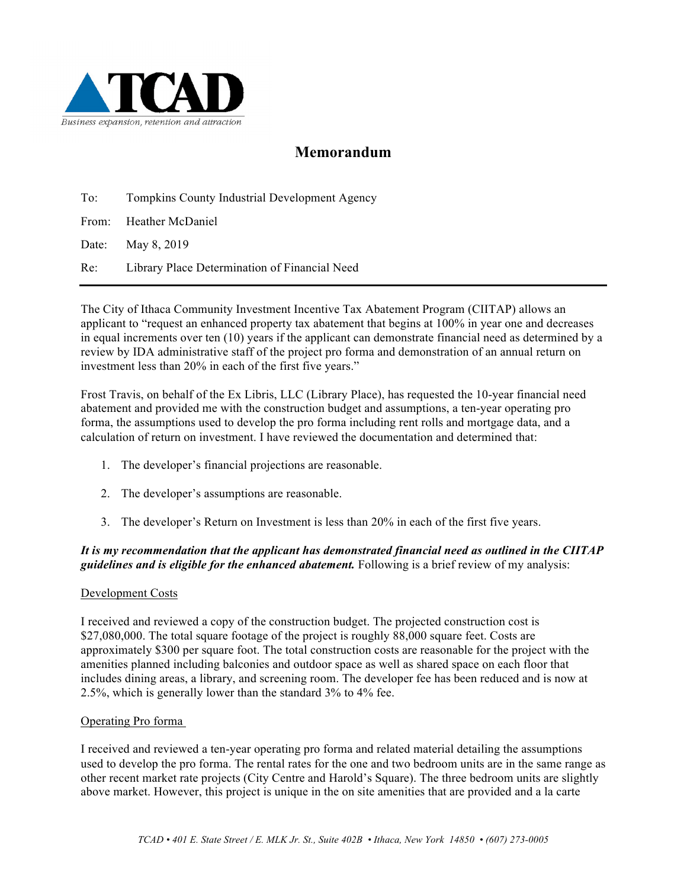TCAD

*Business expansion, retention and attraction*

# Memorandum

To: Tompkins County Industrial Development Agency

From: Heather McDaniel

Date: May 8, 2019

Re: Library Place Determination of Financial Need

---

The City of Ithaca Community Investment Incentive Tax Abatement Program (CIITAP) allows an applicant to "request an enhanced property tax abatement that begins at 100% in year one and decreases in equal increments over ten (10) years if the applicant can demonstrate financial need as determined by a review by IDA administrative staff of the project pro forma and demonstration of an annual return on investment less than 20% in each of the first five years."

Frost Travis, on behalf of the Ex Libris, LLC (Library Place), has requested the 10-year financial need abatement and provided me with the construction budget and assumptions, a ten-year operating pro forma, the assumptions used to develop the pro forma including rent rolls and mortgage data, and a calculation of return on investment. I have reviewed the documentation and determined that:

1. The developer's financial projections are reasonable.
2. The developer's assumptions are reasonable.
3. The developer's Return on Investment is less than 20% in each of the first five years.

***It is my recommendation that the applicant has demonstrated financial need as outlined in the CIITAP guidelines and is eligible for the enhanced abatement.*** Following is a brief review of my analysis:

Development Costs

I received and reviewed a copy of the construction budget. The projected construction cost is $27,080,000. The total square footage of the project is roughly 88,000 square feet. Costs are approximately $300 per square foot. The total construction costs are reasonable for the project with the amenities planned including balconies and outdoor space as well as shared space on each floor that includes dining areas, a library, and screening room. The developer fee has been reduced and is now at 2.5%, which is generally lower than the standard 3% to 4% fee.

Operating Pro forma

I received and reviewed a ten-year operating pro forma and related material detailing the assumptions used to develop the pro forma. The rental rates for the one and two bedroom units are in the same range as other recent market rate projects (City Centre and Harold's Square). The three bedroom units are slightly above market. However, this project is unique in the on site amenities that are provided and a la carte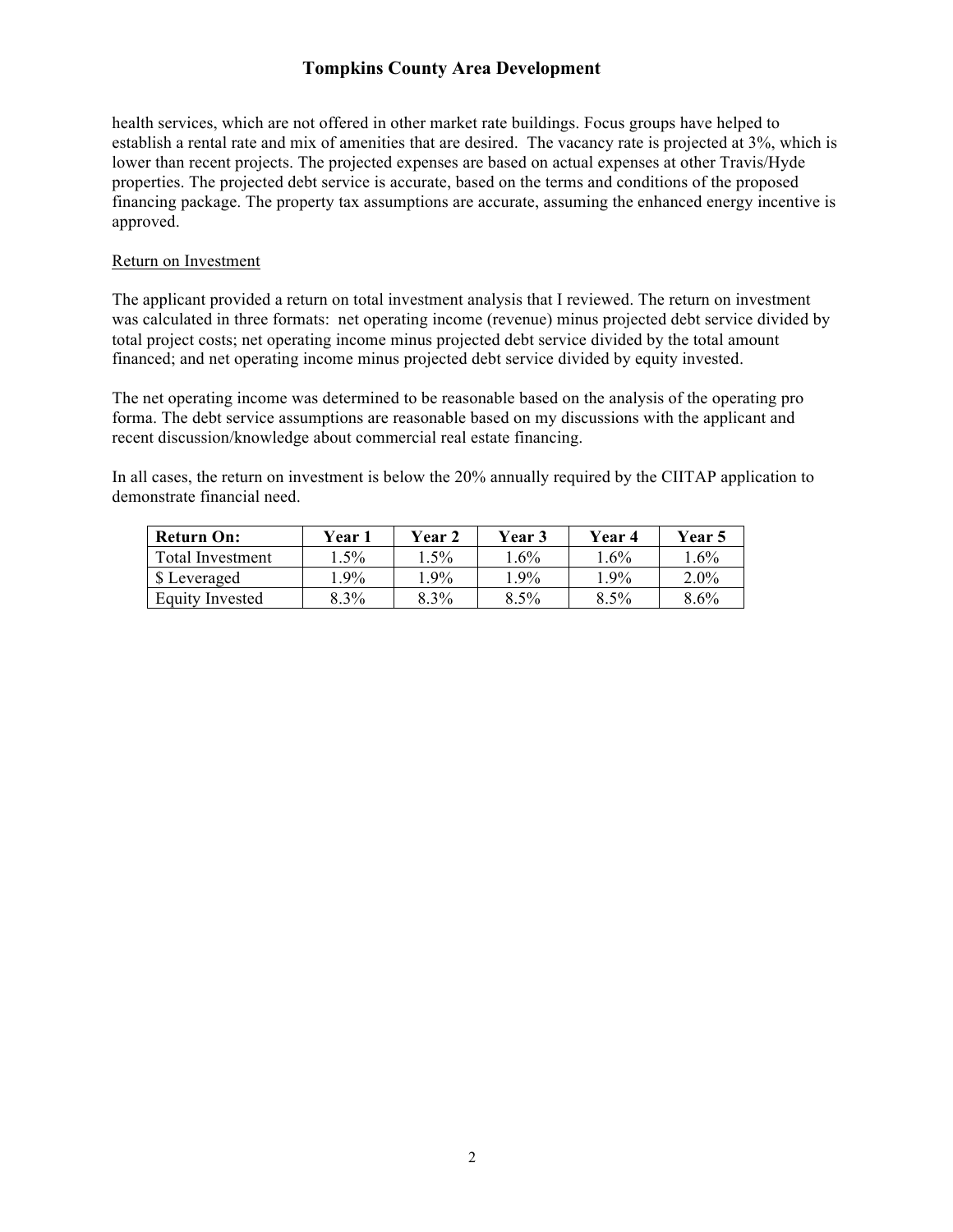health services, which are not offered in other market rate buildings. Focus groups have helped to establish a rental rate and mix of amenities that are desired. The vacancy rate is projected at 3%, which is lower than recent projects. The projected expenses are based on actual expenses at other Travis/Hyde properties. The projected debt service is accurate, based on the terms and conditions of the proposed financing package. The property tax assumptions are accurate, assuming the enhanced energy incentive is approved.

Return on Investment

The applicant provided a return on total investment analysis that I reviewed. The return on investment was calculated in three formats: net operating income (revenue) minus projected debt service divided by total project costs; net operating income minus projected debt service divided by the total amount financed; and net operating income minus projected debt service divided by equity invested.

The net operating income was determined to be reasonable based on the analysis of the operating pro forma. The debt service assumptions are reasonable based on my discussions with the applicant and recent discussion/knowledge about commercial real estate financing.

In all cases, the return on investment is below the 20% annually required by the CIITAP application to demonstrate financial need.

| **Return On:** | **Year 1** | **Year 2** | **Year 3** | **Year 4** | **Year 5** |
|---|---|---|---|---|---|
| Total Investment | 1.5% | 1.5% | 1.6% | 1.6% | 1.6% |
| $ Leveraged | 1.9% | 1.9% | 1.9% | 1.9% | 2.0% |
| Equity Invested | 8.3% | 8.3% | 8.5% | 8.5% | 8.6% |